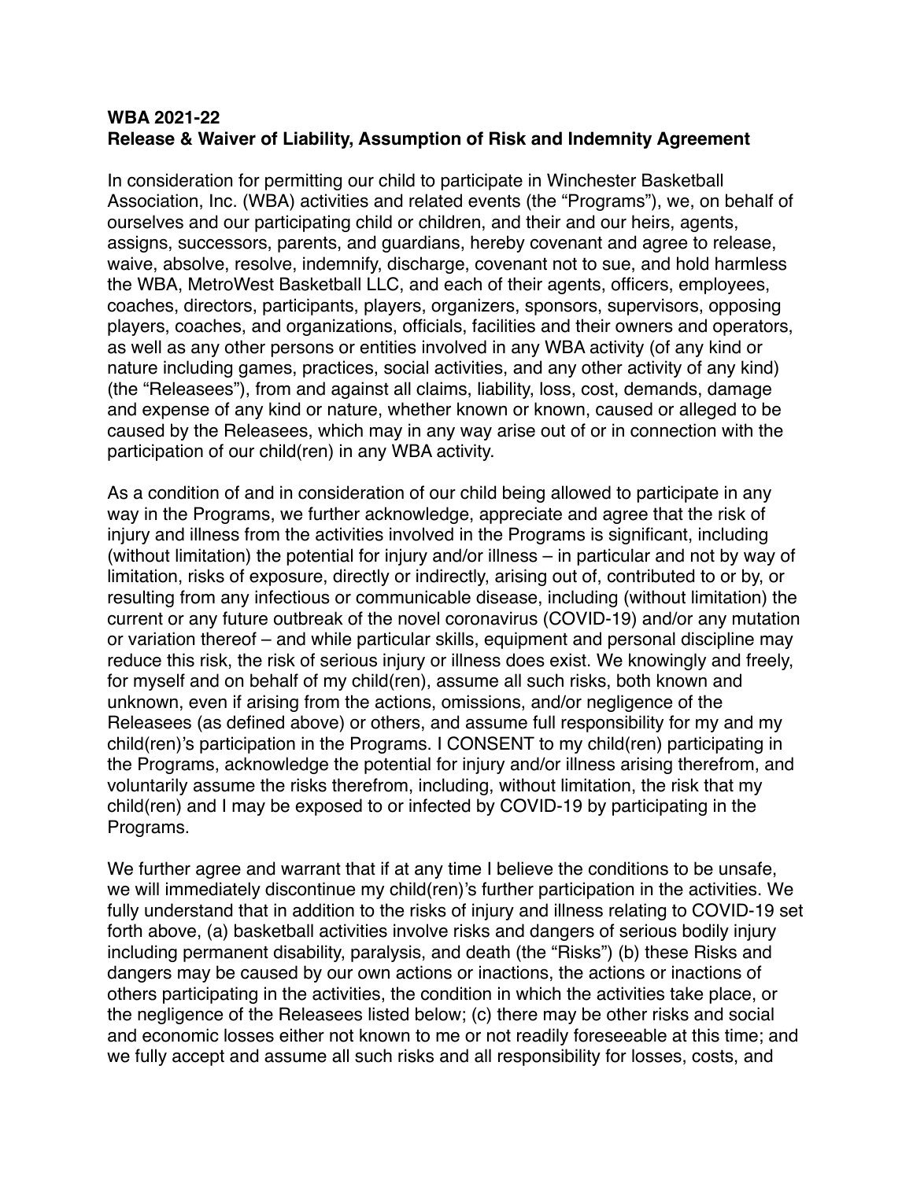**WBA 2021-22**
**Release & Waiver of Liability, Assumption of Risk and Indemnity Agreement**

In consideration for permitting our child to participate in Winchester Basketball Association, Inc. (WBA) activities and related events (the “Programs”), we, on behalf of ourselves and our participating child or children, and their and our heirs, agents, assigns, successors, parents, and guardians, hereby covenant and agree to release, waive, absolve, resolve, indemnify, discharge, covenant not to sue, and hold harmless the WBA, MetroWest Basketball LLC, and each of their agents, officers, employees, coaches, directors, participants, players, organizers, sponsors, supervisors, opposing players, coaches, and organizations, officials, facilities and their owners and operators, as well as any other persons or entities involved in any WBA activity (of any kind or nature including games, practices, social activities, and any other activity of any kind) (the “Releasees”), from and against all claims, liability, loss, cost, demands, damage and expense of any kind or nature, whether known or known, caused or alleged to be caused by the Releasees, which may in any way arise out of or in connection with the participation of our child(ren) in any WBA activity.

As a condition of and in consideration of our child being allowed to participate in any way in the Programs, we further acknowledge, appreciate and agree that the risk of injury and illness from the activities involved in the Programs is significant, including (without limitation) the potential for injury and/or illness – in particular and not by way of limitation, risks of exposure, directly or indirectly, arising out of, contributed to or by, or resulting from any infectious or communicable disease, including (without limitation) the current or any future outbreak of the novel coronavirus (COVID-19) and/or any mutation or variation thereof – and while particular skills, equipment and personal discipline may reduce this risk, the risk of serious injury or illness does exist. We knowingly and freely, for myself and on behalf of my child(ren), assume all such risks, both known and unknown, even if arising from the actions, omissions, and/or negligence of the Releasees (as defined above) or others, and assume full responsibility for my and my child(ren)’s participation in the Programs. I CONSENT to my child(ren) participating in the Programs, acknowledge the potential for injury and/or illness arising therefrom, and voluntarily assume the risks therefrom, including, without limitation, the risk that my child(ren) and I may be exposed to or infected by COVID-19 by participating in the Programs.

We further agree and warrant that if at any time I believe the conditions to be unsafe, we will immediately discontinue my child(ren)’s further participation in the activities. We fully understand that in addition to the risks of injury and illness relating to COVID-19 set forth above, (a) basketball activities involve risks and dangers of serious bodily injury including permanent disability, paralysis, and death (the “Risks”) (b) these Risks and dangers may be caused by our own actions or inactions, the actions or inactions of others participating in the activities, the condition in which the activities take place, or the negligence of the Releasees listed below; (c) there may be other risks and social and economic losses either not known to me or not readily foreseeable at this time; and we fully accept and assume all such risks and all responsibility for losses, costs, and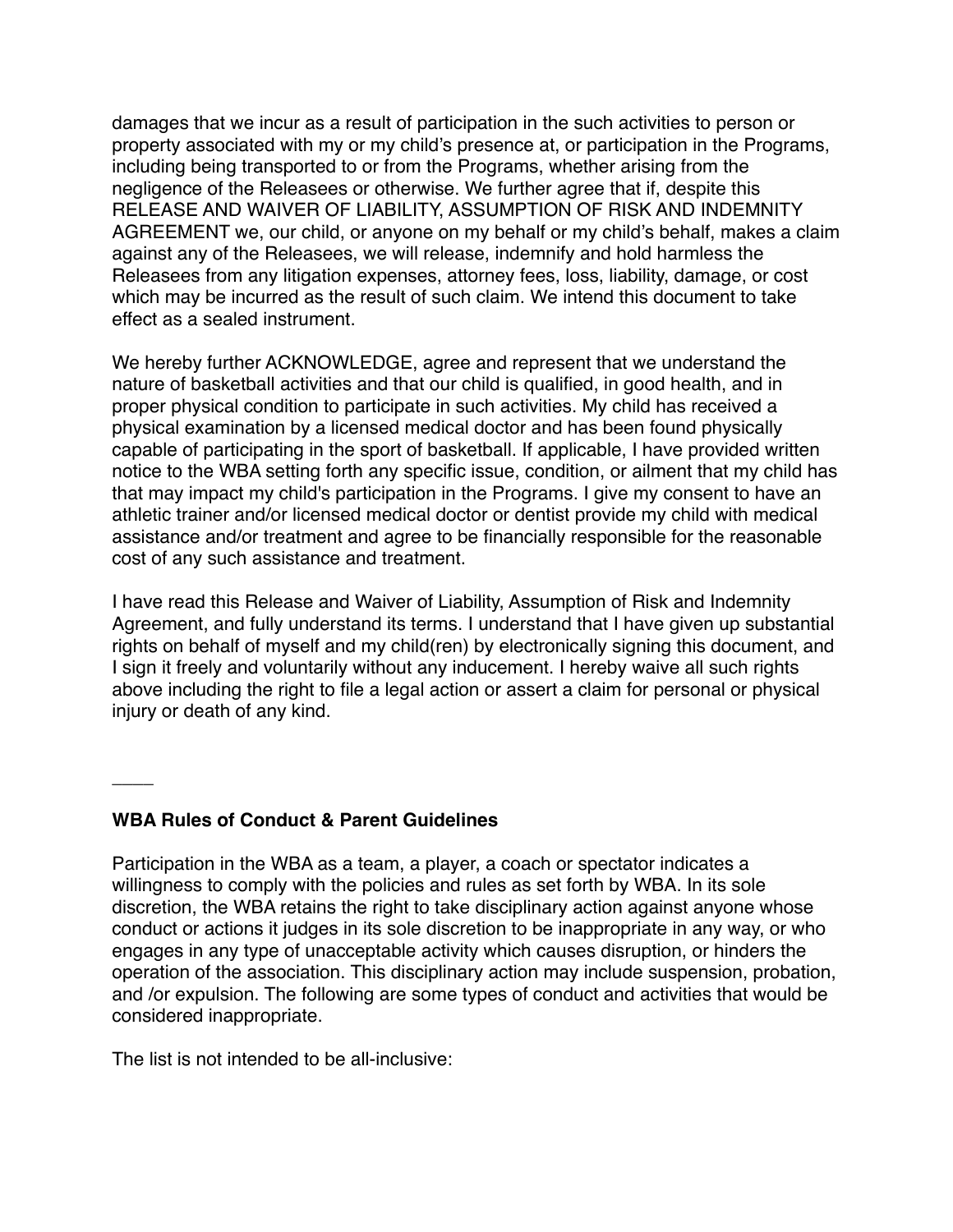damages that we incur as a result of participation in the such activities to person or property associated with my or my child's presence at, or participation in the Programs, including being transported to or from the Programs, whether arising from the negligence of the Releasees or otherwise. We further agree that if, despite this RELEASE AND WAIVER OF LIABILITY, ASSUMPTION OF RISK AND INDEMNITY AGREEMENT we, our child, or anyone on my behalf or my child's behalf, makes a claim against any of the Releasees, we will release, indemnify and hold harmless the Releasees from any litigation expenses, attorney fees, loss, liability, damage, or cost which may be incurred as the result of such claim. We intend this document to take effect as a sealed instrument.

We hereby further ACKNOWLEDGE, agree and represent that we understand the nature of basketball activities and that our child is qualified, in good health, and in proper physical condition to participate in such activities. My child has received a physical examination by a licensed medical doctor and has been found physically capable of participating in the sport of basketball. If applicable, I have provided written notice to the WBA setting forth any specific issue, condition, or ailment that my child has that may impact my child's participation in the Programs. I give my consent to have an athletic trainer and/or licensed medical doctor or dentist provide my child with medical assistance and/or treatment and agree to be financially responsible for the reasonable cost of any such assistance and treatment.

I have read this Release and Waiver of Liability, Assumption of Risk and Indemnity Agreement, and fully understand its terms. I understand that I have given up substantial rights on behalf of myself and my child(ren) by electronically signing this document, and I sign it freely and voluntarily without any inducement. I hereby waive all such rights above including the right to file a legal action or assert a claim for personal or physical injury or death of any kind.

——

**WBA Rules of Conduct & Parent Guidelines**

Participation in the WBA as a team, a player, a coach or spectator indicates a willingness to comply with the policies and rules as set forth by WBA. In its sole discretion, the WBA retains the right to take disciplinary action against anyone whose conduct or actions it judges in its sole discretion to be inappropriate in any way, or who engages in any type of unacceptable activity which causes disruption, or hinders the operation of the association. This disciplinary action may include suspension, probation, and /or expulsion. The following are some types of conduct and activities that would be considered inappropriate.

The list is not intended to be all-inclusive: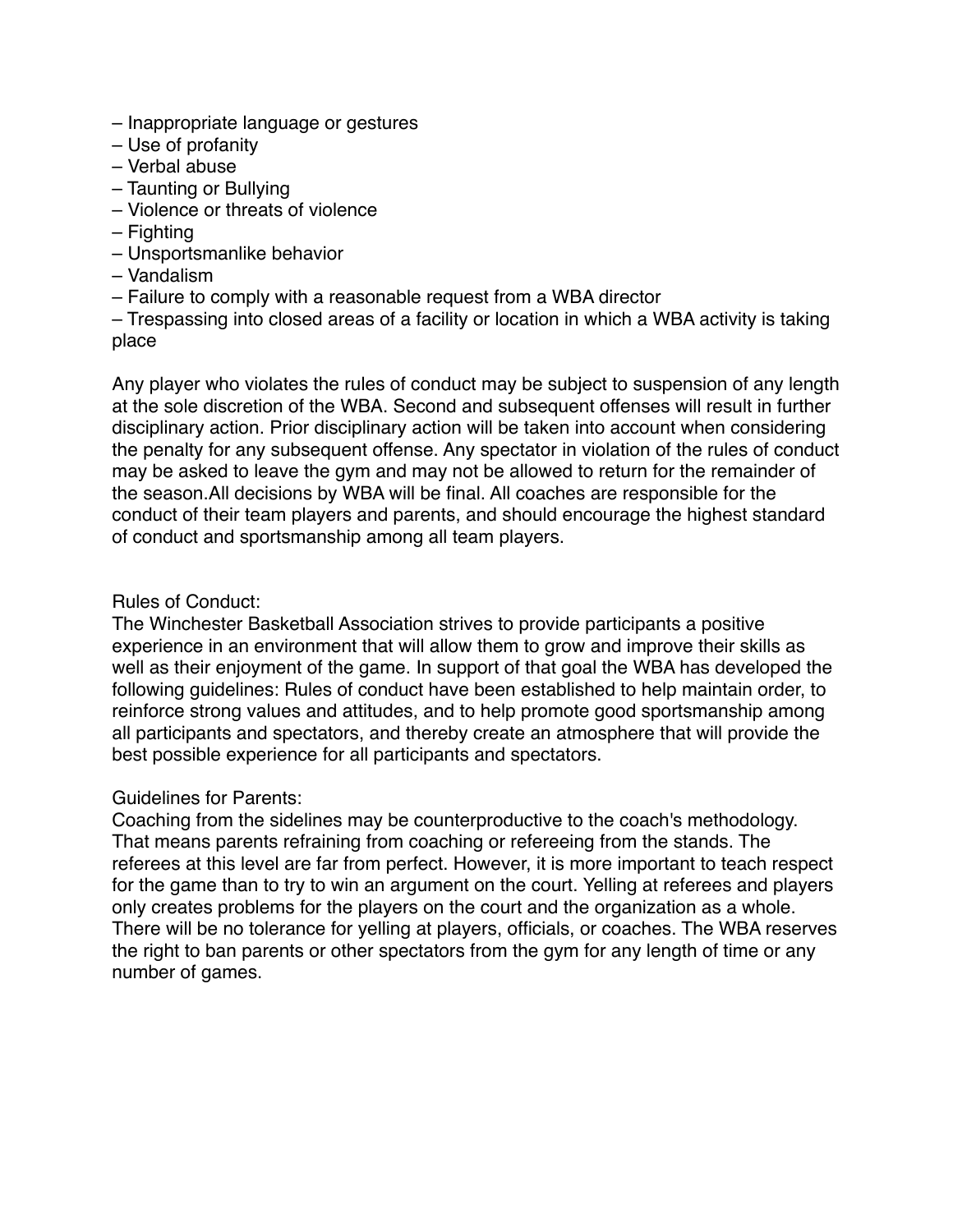– Inappropriate language or gestures
– Use of profanity
– Verbal abuse
– Taunting or Bullying
– Violence or threats of violence
– Fighting
– Unsportsmanlike behavior
– Vandalism
– Failure to comply with a reasonable request from a WBA director
– Trespassing into closed areas of a facility or location in which a WBA activity is taking place

Any player who violates the rules of conduct may be subject to suspension of any length at the sole discretion of the WBA. Second and subsequent offenses will result in further disciplinary action. Prior disciplinary action will be taken into account when considering the penalty for any subsequent offense. Any spectator in violation of the rules of conduct may be asked to leave the gym and may not be allowed to return for the remainder of the season.All decisions by WBA will be final. All coaches are responsible for the conduct of their team players and parents, and should encourage the highest standard of conduct and sportsmanship among all team players.

Rules of Conduct:
The Winchester Basketball Association strives to provide participants a positive experience in an environment that will allow them to grow and improve their skills as well as their enjoyment of the game. In support of that goal the WBA has developed the following guidelines: Rules of conduct have been established to help maintain order, to reinforce strong values and attitudes, and to help promote good sportsmanship among all participants and spectators, and thereby create an atmosphere that will provide the best possible experience for all participants and spectators.

Guidelines for Parents:
Coaching from the sidelines may be counterproductive to the coach's methodology. That means parents refraining from coaching or refereeing from the stands. The referees at this level are far from perfect. However, it is more important to teach respect for the game than to try to win an argument on the court. Yelling at referees and players only creates problems for the players on the court and the organization as a whole. There will be no tolerance for yelling at players, officials, or coaches. The WBA reserves the right to ban parents or other spectators from the gym for any length of time or any number of games.